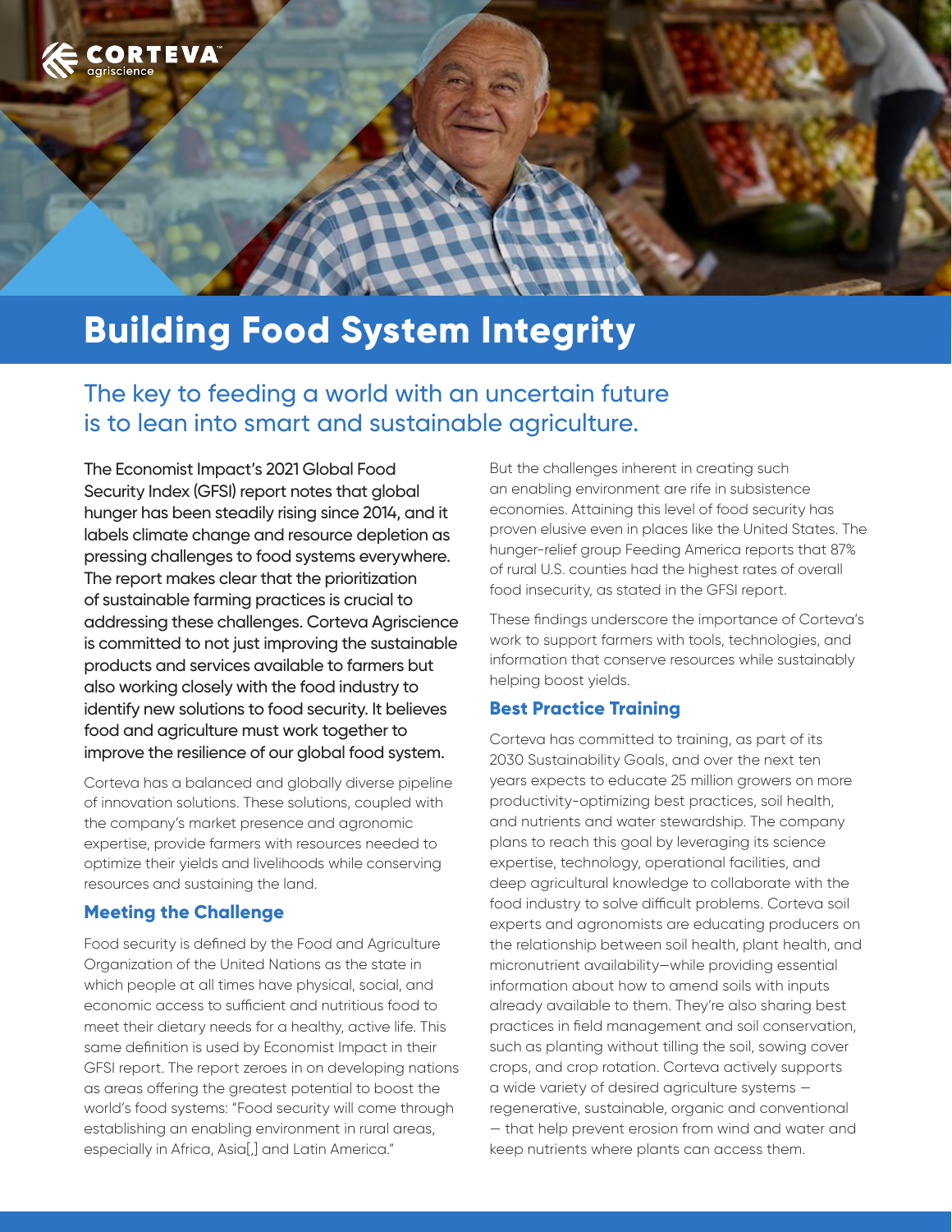CORTEVA agriscience

# Building Food System Integrity

## The key to feeding a world with an uncertain future is to lean into smart and sustainable agriculture.

**The Economist Impact's 2021 Global Food Security Index (GFSI) report notes that global hunger has been steadily rising since 2014, and it labels climate change and resource depletion as pressing challenges to food systems everywhere. The report makes clear that the prioritization of sustainable farming practices is crucial to addressing these challenges. Corteva Agriscience is committed to not just improving the sustainable products and services available to farmers but also working closely with the food industry to identify new solutions to food security. It believes food and agriculture must work together to improve the resilience of our global food system.**

Corteva has a balanced and globally diverse pipeline of innovation solutions. These solutions, coupled with the company's market presence and agronomic expertise, provide farmers with resources needed to optimize their yields and livelihoods while conserving resources and sustaining the land.

### Meeting the Challenge

Food security is defined by the Food and Agriculture Organization of the United Nations as the state in which people at all times have physical, social, and economic access to sufficient and nutritious food to meet their dietary needs for a healthy, active life. This same definition is used by Economist Impact in their GFSI report. The report zeroes in on developing nations as areas offering the greatest potential to boost the world's food systems: "Food security will come through establishing an enabling environment in rural areas, especially in Africa, Asia[,] and Latin America."

But the challenges inherent in creating such an enabling environment are rife in subsistence economies. Attaining this level of food security has proven elusive even in places like the United States. The hunger-relief group Feeding America reports that 87% of rural U.S. counties had the highest rates of overall food insecurity, as stated in the GFSI report.

These findings underscore the importance of Corteva's work to support farmers with tools, technologies, and information that conserve resources while sustainably helping boost yields.

### Best Practice Training

Corteva has committed to training, as part of its 2030 Sustainability Goals, and over the next ten years expects to educate 25 million growers on more productivity-optimizing best practices, soil health, and nutrients and water stewardship. The company plans to reach this goal by leveraging its science expertise, technology, operational facilities, and deep agricultural knowledge to collaborate with the food industry to solve difficult problems. Corteva soil experts and agronomists are educating producers on the relationship between soil health, plant health, and micronutrient availability—while providing essential information about how to amend soils with inputs already available to them. They're also sharing best practices in field management and soil conservation, such as planting without tilling the soil, sowing cover crops, and crop rotation. Corteva actively supports a wide variety of desired agriculture systems — regenerative, sustainable, organic and conventional — that help prevent erosion from wind and water and keep nutrients where plants can access them.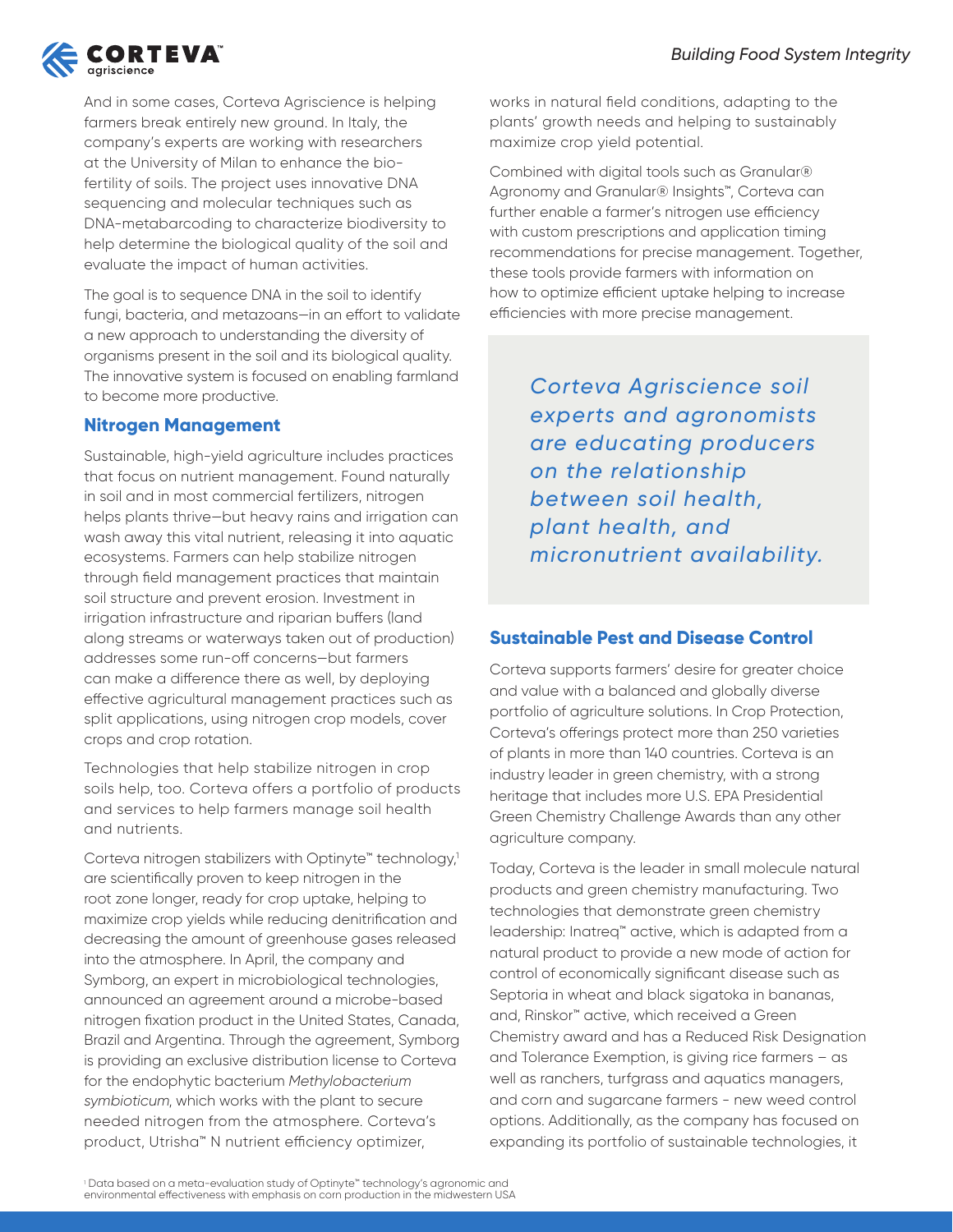And in some cases, Corteva Agriscience is helping farmers break entirely new ground. In Italy, the company's experts are working with researchers at the University of Milan to enhance the bio-fertility of soils. The project uses innovative DNA sequencing and molecular techniques such as DNA-metabarcoding to characterize biodiversity to help determine the biological quality of the soil and evaluate the impact of human activities.

The goal is to sequence DNA in the soil to identify fungi, bacteria, and metazoans—in an effort to validate a new approach to understanding the diversity of organisms present in the soil and its biological quality. The innovative system is focused on enabling farmland to become more productive.

## Nitrogen Management

Sustainable, high-yield agriculture includes practices that focus on nutrient management. Found naturally in soil and in most commercial fertilizers, nitrogen helps plants thrive—but heavy rains and irrigation can wash away this vital nutrient, releasing it into aquatic ecosystems. Farmers can help stabilize nitrogen through field management practices that maintain soil structure and prevent erosion. Investment in irrigation infrastructure and riparian buffers (land along streams or waterways taken out of production) addresses some run-off concerns—but farmers can make a difference there as well, by deploying effective agricultural management practices such as split applications, using nitrogen crop models, cover crops and crop rotation.

Technologies that help stabilize nitrogen in crop soils help, too. Corteva offers a portfolio of products and services to help farmers manage soil health and nutrients.

Corteva nitrogen stabilizers with Optinyte™ technology,[1] are scientifically proven to keep nitrogen in the root zone longer, ready for crop uptake, helping to maximize crop yields while reducing denitrification and decreasing the amount of greenhouse gases released into the atmosphere. In April, the company and Symborg, an expert in microbiological technologies, announced an agreement around a microbe-based nitrogen fixation product in the United States, Canada, Brazil and Argentina. Through the agreement, Symborg is providing an exclusive distribution license to Corteva for the endophytic bacterium *Methylobacterium symbioticum*, which works with the plant to secure needed nitrogen from the atmosphere. Corteva's product, Utrisha™ N nutrient efficiency optimizer, works in natural field conditions, adapting to the plants' growth needs and helping to sustainably maximize crop yield potential.

Combined with digital tools such as Granular® Agronomy and Granular® Insights™, Corteva can further enable a farmer's nitrogen use efficiency with custom prescriptions and application timing recommendations for precise management. Together, these tools provide farmers with information on how to optimize efficient uptake helping to increase efficiencies with more precise management.

> *Corteva Agriscience soil experts and agronomists are educating producers on the relationship between soil health, plant health, and micronutrient availability.*

## Sustainable Pest and Disease Control

Corteva supports farmers' desire for greater choice and value with a balanced and globally diverse portfolio of agriculture solutions. In Crop Protection, Corteva's offerings protect more than 250 varieties of plants in more than 140 countries. Corteva is an industry leader in green chemistry, with a strong heritage that includes more U.S. EPA Presidential Green Chemistry Challenge Awards than any other agriculture company.

Today, Corteva is the leader in small molecule natural products and green chemistry manufacturing. Two technologies that demonstrate green chemistry leadership: Inatreq™ active, which is adapted from a natural product to provide a new mode of action for control of economically significant disease such as Septoria in wheat and black sigatoka in bananas, and, Rinskor™ active, which received a Green Chemistry award and has a Reduced Risk Designation and Tolerance Exemption, is giving rice farmers – as well as ranchers, turfgrass and aquatics managers, and corn and sugarcane farmers - new weed control options. Additionally, as the company has focused on expanding its portfolio of sustainable technologies, it

[1] Data based on a meta-evaluation study of Optinyte™ technology's agronomic and environmental effectiveness with emphasis on corn production in the midwestern USA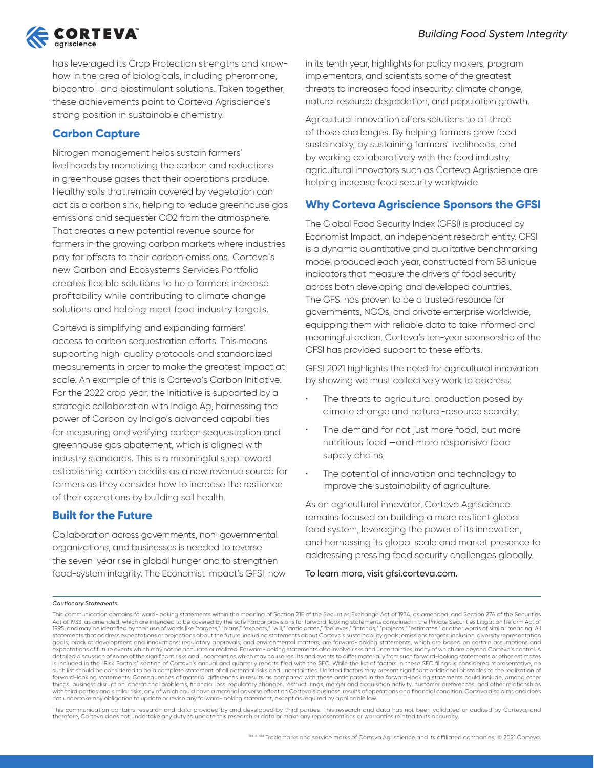has leveraged its Crop Protection strengths and know-how in the area of biologicals, including pheromone, biocontrol, and biostimulant solutions. Taken together, these achievements point to Corteva Agriscience's strong position in sustainable chemistry.

## Carbon Capture

Nitrogen management helps sustain farmers' livelihoods by monetizing the carbon and reductions in greenhouse gases that their operations produce. Healthy soils that remain covered by vegetation can act as a carbon sink, helping to reduce greenhouse gas emissions and sequester CO2 from the atmosphere. That creates a new potential revenue source for farmers in the growing carbon markets where industries pay for offsets to their carbon emissions. Corteva's new Carbon and Ecosystems Services Portfolio creates flexible solutions to help farmers increase profitability while contributing to climate change solutions and helping meet food industry targets.

Corteva is simplifying and expanding farmers' access to carbon sequestration efforts. This means supporting high-quality protocols and standardized measurements in order to make the greatest impact at scale. An example of this is Corteva's Carbon Initiative. For the 2022 crop year, the Initiative is supported by a strategic collaboration with Indigo Ag, harnessing the power of Carbon by Indigo's advanced capabilities for measuring and verifying carbon sequestration and greenhouse gas abatement, which is aligned with industry standards. This is a meaningful step toward establishing carbon credits as a new revenue source for farmers as they consider how to increase the resilience of their operations by building soil health.

## Built for the Future

Collaboration across governments, non-governmental organizations, and businesses is needed to reverse the seven-year rise in global hunger and to strengthen food-system integrity. The Economist Impact's GFSI, now in its tenth year, highlights for policy makers, program implementors, and scientists some of the greatest threats to increased food insecurity: climate change, natural resource degradation, and population growth.

Agricultural innovation offers solutions to all three of those challenges. By helping farmers grow food sustainably, by sustaining farmers' livelihoods, and by working collaboratively with the food industry, agricultural innovators such as Corteva Agriscience are helping increase food security worldwide.

## Why Corteva Agriscience Sponsors the GFSI

The Global Food Security Index (GFSI) is produced by Economist Impact, an independent research entity. GFSI is a dynamic quantitative and qualitative benchmarking model produced each year, constructed from 58 unique indicators that measure the drivers of food security across both developing and developed countries. The GFSI has proven to be a trusted resource for governments, NGOs, and private enterprise worldwide, equipping them with reliable data to take informed and meaningful action. Corteva's ten-year sponsorship of the GFSI has provided support to these efforts.

GFSI 2021 highlights the need for agricultural innovation by showing we must collectively work to address:

- The threats to agricultural production posed by climate change and natural-resource scarcity;
- The demand for not just more food, but more nutritious food —and more responsive food supply chains;
- The potential of innovation and technology to improve the sustainability of agriculture.

As an agricultural innovator, Corteva Agriscience remains focused on building a more resilient global food system, leveraging the power of its innovation, and harnessing its global scale and market presence to addressing pressing food security challenges globally.

To learn more, visit gfsi.corteva.com.

*Cautionary Statements:*

This communication contains forward-looking statements within the meaning of Section 21E of the Securities Exchange Act of 1934, as amended, and Section 27A of the Securities Act of 1933, as amended, which are intended to be covered by the safe harbor provisions for forward-looking statements contained in the Private Securities Litigation Reform Act of 1995, and may be identified by their use of words like "targets," "plans," "expects," "will," "anticipates," "believes," "intends," "projects," "estimates," or other words of similar meaning. All statements that address expectations or projections about the future, including statements about Corteva's sustainability goals; emissions targets; inclusion, diversity representation goals; product development and innovations; regulatory approvals; and environmental matters, are forward-looking statements, which are based on certain assumptions and expectations of future events which may not be accurate or realized. Forward-looking statements also involve risks and uncertainties, many of which are beyond Corteva's control. A detailed discussion of some of the significant risks and uncertainties which may cause results and events to differ materially from such forward-looking statements or other estimates is included in the "Risk Factors" section of Corteva's annual and quarterly reports filed with the SEC. While the list of factors in these SEC filings is considered representative, no such list should be considered to be a complete statement of all potential risks and uncertainties. Unlisted factors may present significant additional obstacles to the realization of forward-looking statements. Consequences of material differences in results as compared with those anticipated in the forward-looking statements could include, among other things, business disruption, operational problems, financial loss, regulatory changes, restructurings, merger and acquisition activity, customer preferences, and other relationships with third parties and similar risks, any of which could have a material adverse effect on Corteva's business, results of operations and financial condition. Corteva disclaims and does not undertake any obligation to update or revise any forward-looking statement, except as required by applicable law.

This communication contains research and data provided by and developed by third parties. This research and data has not been validated or audited by Corteva, and therefore, Corteva does not undertake any duty to update this research or data or make any representations or warranties related to its accuracy.

™ ® SM Trademarks and service marks of Corteva Agriscience and its affiliated companies. © 2021 Corteva.